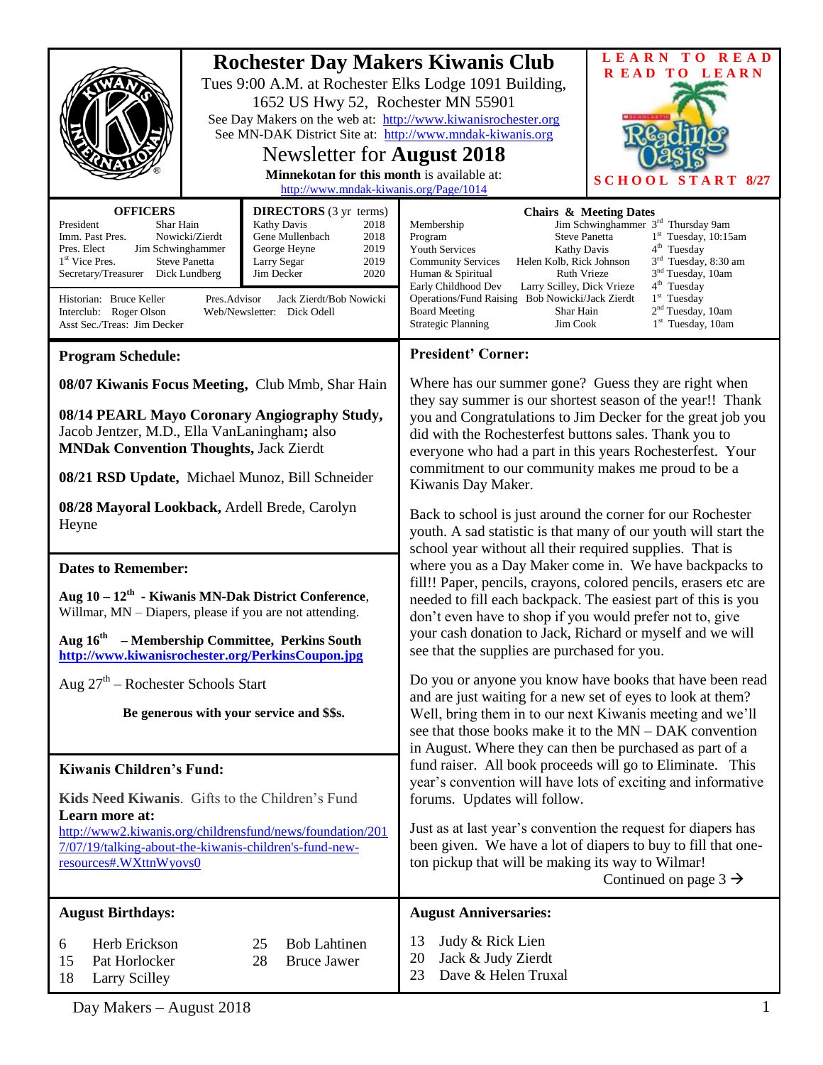# Rochester Day Makers Kiwanis Club

Tues 9:00 A.M. at Rochester Elks Lodge 1091 Building, 1652 US Hwy 52, Rochester MN 55901

See Day Makers on the web at: http://www.kiwanisrochester.org

See MN-DAK District Site at: http://www.mndak-kiwanis.org

## Newsletter for **August 2018**

**Minnekotan for this month** is available at: http://www.mndak-kiwanis.org/Page/1014

**LEARN TO READ  
READ TO LEARN**

**SCHOOL START 8/27**

### OFFICERS

| | |
|---|---|
| President | Shar Hain |
| Imm. Past Pres. | Nowicki/Zierdt |
| Pres. Elect | Jim Schwinghammer |
| 1st Vice Pres. | Steve Panetta |
| Secretary/Treasurer | Dick Lundberg |

### DIRECTORS (3 yr terms)

| | |
|---|---|
| Kathy Davis | 2018 |
| Gene Mullenbach | 2018 |
| George Heyne | 2019 |
| Larry Segar | 2019 |
| Jim Decker | 2020 |

Historian: Bruce Keller  
Interclub: Roger Olson  
Asst Sec./Treas: Jim Decker  
Pres.Advisor: Jack Zierdt/Bob Nowicki  
Web/Newsletter: Dick Odell

### Chairs & Meeting Dates

| | | |
|---|---|---|
| Membership | Jim Schwinghammer | 3rd Thursday 9am |
| Program | Steve Panetta | 1st Tuesday, 10:15am |
| Youth Services | Kathy Davis | 4th Tuesday |
| Community Services | Helen Kolb, Rick Johnson | 3rd Tuesday, 8:30 am |
| Human & Spiritual | Ruth Vrieze | 3nd Tuesday, 10am |
| Early Childhood Dev | Larry Scilley, Dick Vrieze | 4th Tuesday |
| Operations/Fund Raising | Bob Nowicki/Jack Zierdt | 1st Tuesday |
| Board Meeting | Shar Hain | 2nd Tuesday, 10am |
| Strategic Planning | Jim Cook | 1st Tuesday, 10am |

## Program Schedule:

**08/07 Kiwanis Focus Meeting,** Club Mmb, Shar Hain

**08/14 PEARL Mayo Coronary Angiography Study,** Jacob Jentzer, M.D., Ella VanLaningham**;** also **MNDak Convention Thoughts,** Jack Zierdt

**08/21 RSD Update,** Michael Munoz, Bill Schneider

**08/28 Mayoral Lookback,** Ardell Brede, Carolyn Heyne

## Dates to Remember:

**Aug 10 – 12th - Kiwanis MN-Dak District Conference**, Willmar, MN – Diapers, please if you are not attending.

**Aug 16th – Membership Committee, Perkins South**  
**http://www.kiwanisrochester.org/PerkinsCoupon.jpg**

Aug 27th – Rochester Schools Start

**Be generous with your service and $$s.**

## Kiwanis Children's Fund:

**Kids Need Kiwanis**. Gifts to the Children's Fund  
**Learn more at:**  
http://www2.kiwanis.org/childrensfund/news/foundation/2017/07/19/talking-about-the-kiwanis-children's-fund-new-resources#.WXttnWyovs0

## President' Corner:

Where has our summer gone? Guess they are right when they say summer is our shortest season of the year!! Thank you and Congratulations to Jim Decker for the great job you did with the Rochesterfest buttons sales. Thank you to everyone who had a part in this years Rochesterfest. Your commitment to our community makes me proud to be a Kiwanis Day Maker.

Back to school is just around the corner for our Rochester youth. A sad statistic is that many of our youth will start the school year without all their required supplies. That is where you as a Day Maker come in. We have backpacks to fill!! Paper, pencils, crayons, colored pencils, erasers etc are needed to fill each backpack. The easiest part of this is you don't even have to shop if you would prefer not to, give your cash donation to Jack, Richard or myself and we will see that the supplies are purchased for you.

Do you or anyone you know have books that have been read and are just waiting for a new set of eyes to look at them? Well, bring them in to our next Kiwanis meeting and we'll see that those books make it to the MN – DAK convention in August. Where they can then be purchased as part of a fund raiser. All book proceeds will go to Eliminate. This year's convention will have lots of exciting and informative forums. Updates will follow.

Just as at last year's convention the request for diapers has been given. We have a lot of diapers to buy to fill that one-ton pickup that will be making its way to Wilmar!

Continued on page 3 →

## August Birthdays:

| | |
|---|---|
| 6 | Herb Erickson |
| 15 | Pat Horlocker |
| 18 | Larry Scilley |
| 25 | Bob Lahtinen |
| 28 | Bruce Jawer |

## August Anniversaries:

| | |
|---|---|
| 13 | Judy & Rick Lien |
| 20 | Jack & Judy Zierdt |
| 23 | Dave & Helen Truxal |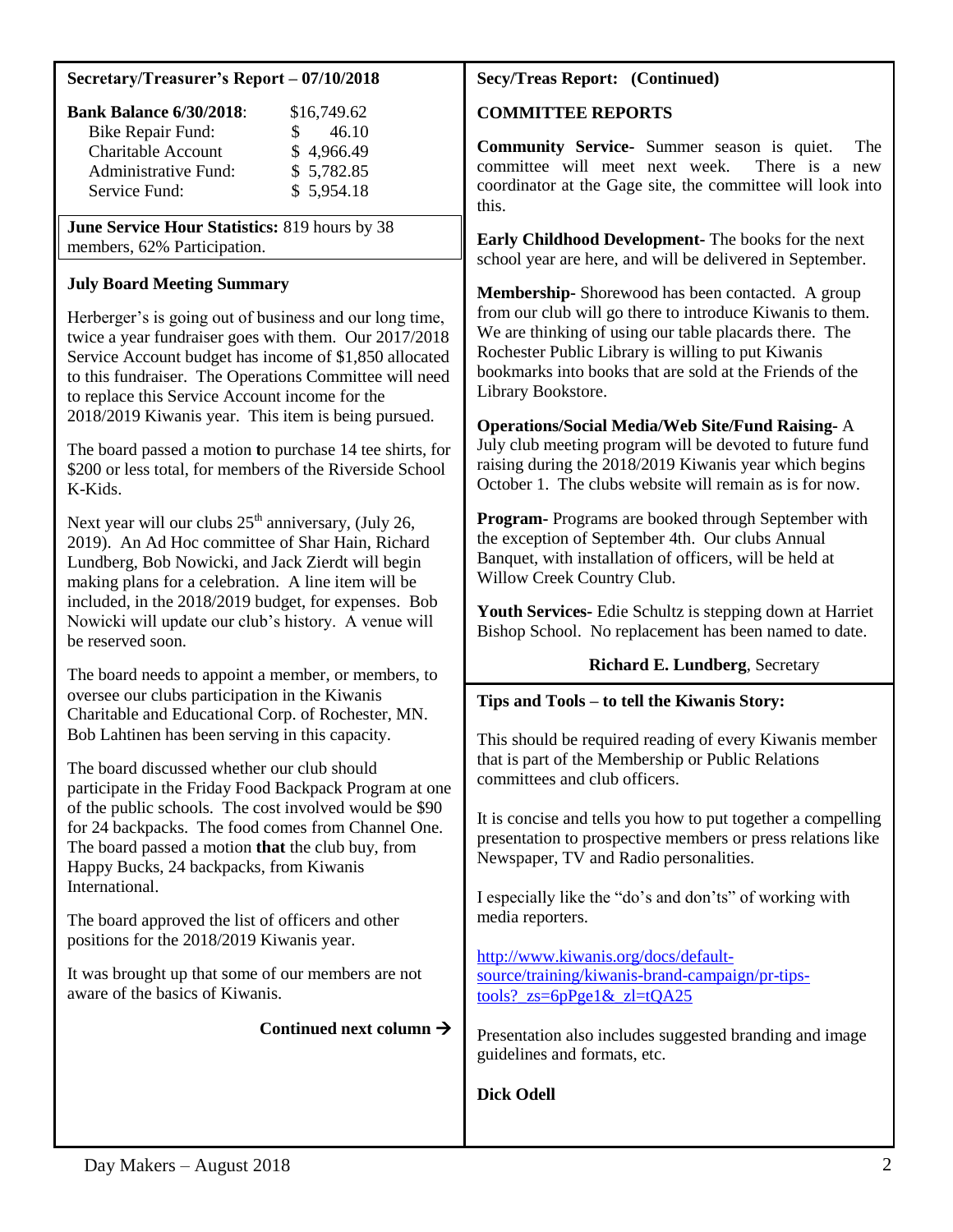## Secretary/Treasurer's Report – 07/10/2018

| **Bank Balance 6/30/2018**: | $16,749.62 |
|---|---|
| Bike Repair Fund: | $ 46.10 |
| Charitable Account | $ 4,966.49 |
| Administrative Fund: | $ 5,782.85 |
| Service Fund: | $ 5,954.18 |

**June Service Hour Statistics:** 819 hours by 38 members, 62% Participation.

### July Board Meeting Summary

Herberger's is going out of business and our long time, twice a year fundraiser goes with them. Our 2017/2018 Service Account budget has income of $1,850 allocated to this fundraiser. The Operations Committee will need to replace this Service Account income for the 2018/2019 Kiwanis year. This item is being pursued.

The board passed a motion **t**o purchase 14 tee shirts, for $200 or less total, for members of the Riverside School K-Kids.

Next year will our clubs 25th anniversary, (July 26, 2019). An Ad Hoc committee of Shar Hain, Richard Lundberg, Bob Nowicki, and Jack Zierdt will begin making plans for a celebration. A line item will be included, in the 2018/2019 budget, for expenses. Bob Nowicki will update our club's history. A venue will be reserved soon.

The board needs to appoint a member, or members, to oversee our clubs participation in the Kiwanis Charitable and Educational Corp. of Rochester, MN. Bob Lahtinen has been serving in this capacity.

The board discussed whether our club should participate in the Friday Food Backpack Program at one of the public schools. The cost involved would be $90 for 24 backpacks. The food comes from Channel One. The board passed a motion **that** the club buy, from Happy Bucks, 24 backpacks, from Kiwanis International.

The board approved the list of officers and other positions for the 2018/2019 Kiwanis year.

It was brought up that some of our members are not aware of the basics of Kiwanis.

**Continued next column →**

## Secy/Treas Report: (Continued)

### COMMITTEE REPORTS

**Community Service-** Summer season is quiet. The committee will meet next week. There is a new coordinator at the Gage site, the committee will look into this.

**Early Childhood Development-** The books for the next school year are here, and will be delivered in September.

**Membership-** Shorewood has been contacted. A group from our club will go there to introduce Kiwanis to them. We are thinking of using our table placards there. The Rochester Public Library is willing to put Kiwanis bookmarks into books that are sold at the Friends of the Library Bookstore.

**Operations/Social Media/Web Site/Fund Raising-** A July club meeting program will be devoted to future fund raising during the 2018/2019 Kiwanis year which begins October 1. The clubs website will remain as is for now.

**Program-** Programs are booked through September with the exception of September 4th. Our clubs Annual Banquet, with installation of officers, will be held at Willow Creek Country Club.

**Youth Services-** Edie Schultz is stepping down at Harriet Bishop School. No replacement has been named to date.

**Richard E. Lundberg**, Secretary

## Tips and Tools – to tell the Kiwanis Story:

This should be required reading of every Kiwanis member that is part of the Membership or Public Relations committees and club officers.

It is concise and tells you how to put together a compelling presentation to prospective members or press relations like Newspaper, TV and Radio personalities.

I especially like the "do's and don'ts" of working with media reporters.

http://www.kiwanis.org/docs/default-source/training/kiwanis-brand-campaign/pr-tips-tools?_zs=6pPge1&_zl=tQA25

Presentation also includes suggested branding and image guidelines and formats, etc.

**Dick Odell**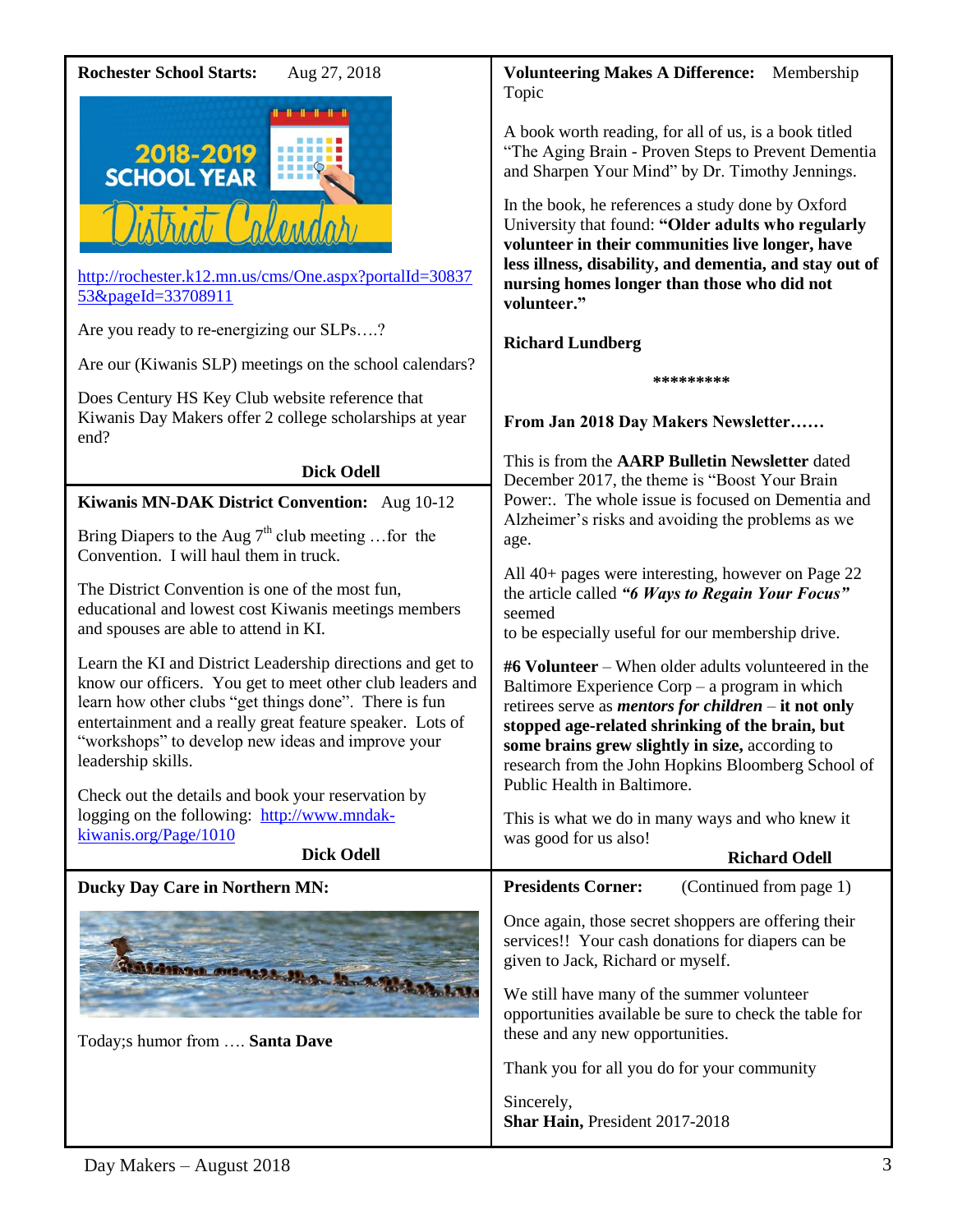**Rochester School Starts:** Aug 27, 2018

http://rochester.k12.mn.us/cms/One.aspx?portalId=3083753&pageId=33708911

Are you ready to re-energizing our SLPs….?

Are our (Kiwanis SLP) meetings on the school calendars?

Does Century HS Key Club website reference that Kiwanis Day Makers offer 2 college scholarships at year end?

**Dick Odell**

**Kiwanis MN-DAK District Convention:** Aug 10-12

Bring Diapers to the Aug 7th club meeting …for the Convention. I will haul them in truck.

The District Convention is one of the most fun, educational and lowest cost Kiwanis meetings members and spouses are able to attend in KI.

Learn the KI and District Leadership directions and get to know our officers. You get to meet other club leaders and learn how other clubs "get things done". There is fun entertainment and a really great feature speaker. Lots of "workshops" to develop new ideas and improve your leadership skills.

Check out the details and book your reservation by logging on the following: http://www.mndak-kiwanis.org/Page/1010

**Dick Odell**

**Ducky Day Care in Northern MN:**

Today;s humor from …. **Santa Dave**

**Volunteering Makes A Difference:** Membership Topic

A book worth reading, for all of us, is a book titled "The Aging Brain - Proven Steps to Prevent Dementia and Sharpen Your Mind" by Dr. Timothy Jennings.

In the book, he references a study done by Oxford University that found: **"Older adults who regularly volunteer in their communities live longer, have less illness, disability, and dementia, and stay out of nursing homes longer than those who did not volunteer."**

**Richard Lundberg**

*********

**From Jan 2018 Day Makers Newsletter……**

This is from the **AARP Bulletin Newsletter** dated December 2017, the theme is "Boost Your Brain Power:. The whole issue is focused on Dementia and Alzheimer's risks and avoiding the problems as we age.

All 40+ pages were interesting, however on Page 22 the article called ***"6 Ways to Regain Your Focus"*** seemed to be especially useful for our membership drive.

**#6 Volunteer** – When older adults volunteered in the Baltimore Experience Corp – a program in which retirees serve as ***mentors for children*** – **it not only stopped age-related shrinking of the brain, but some brains grew slightly in size,** according to research from the John Hopkins Bloomberg School of Public Health in Baltimore.

This is what we do in many ways and who knew it was good for us also!

**Richard Odell**

**Presidents Corner:** (Continued from page 1)

Once again, those secret shoppers are offering their services!! Your cash donations for diapers can be given to Jack, Richard or myself.

We still have many of the summer volunteer opportunities available be sure to check the table for these and any new opportunities.

Thank you for all you do for your community

Sincerely,
**Shar Hain,** President 2017-2018